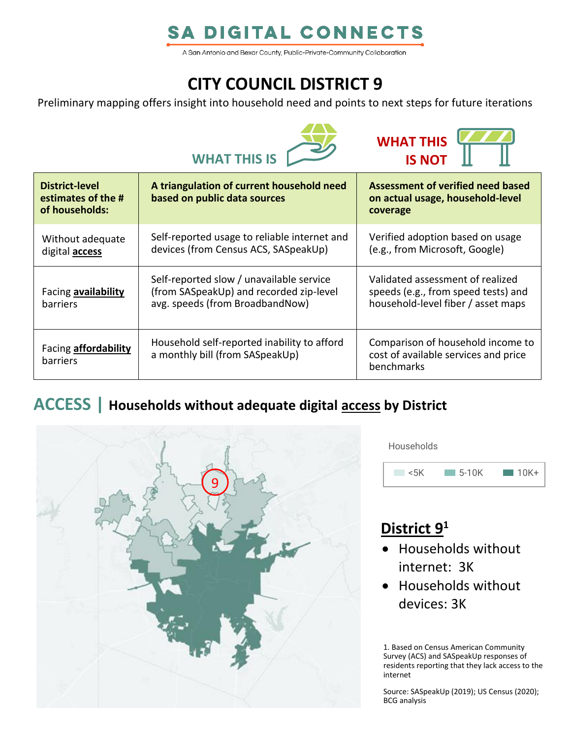# SA DIGITAL CONNECTS

A San Antonio and Bexar County, Public-Private-Community Collaboration

# CITY COUNCIL DISTRICT 9

Preliminary mapping offers insight into household need and points to next steps for future iterations

| District-level estimates of the # of households: | WHAT THIS IS: A triangulation of current household need based on public data sources | WHAT THIS IS NOT: Assessment of verified need based on actual usage, household-level coverage |
|---|---|---|
| Without adequate digital **access** | Self-reported usage to reliable internet and devices (from Census ACS, SASpeakUp) | Verified adoption based on usage (e.g., from Microsoft, Google) |
| Facing **availability** barriers | Self-reported slow / unavailable service (from SASpeakUp) and recorded zip-level avg. speeds (from BroadbandNow) | Validated assessment of realized speeds (e.g., from speed tests) and household-level fiber / asset maps |
| Facing **affordability** barriers | Household self-reported inability to afford a monthly bill (from SASpeakUp) | Comparison of household income to cost of available services and price benchmarks |

## ACCESS | Households without adequate digital access by District

Households: <5K | 5-10K | 10K+

### District 9[1]

- Households without internet: 3K
- Households without devices: 3K

1. Based on Census American Community Survey (ACS) and SASpeakUp responses of residents reporting that they lack access to the internet

Source: SASpeakUp (2019); US Census (2020); BCG analysis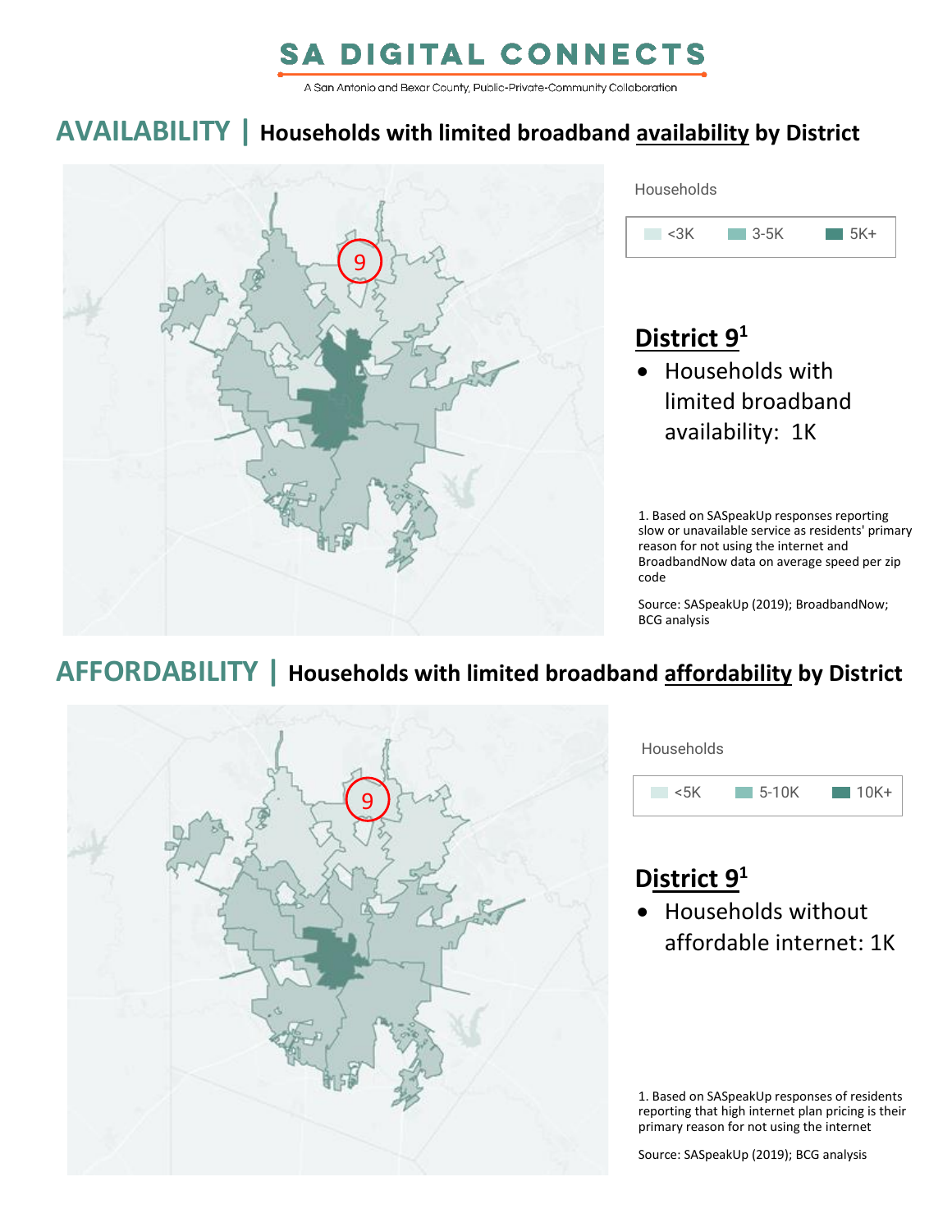# SA DIGITAL CONNECTS

A San Antonio and Bexar County, Public-Private-Community Collaboration

## AVAILABILITY | Households with limited broadband availability by District

9

Households

<3K
3-5K
5K+

### District 9[1]

- Households with limited broadband availability: 1K

1. Based on SASpeakUp responses reporting slow or unavailable service as residents' primary reason for not using the internet and BroadbandNow data on average speed per zip code

Source: SASpeakUp (2019); BroadbandNow; BCG analysis

## AFFORDABILITY | Households with limited broadband affordability by District

9

Households

<5K
5-10K
10K+

### District 9[1]

- Households without affordable internet: 1K

1. Based on SASpeakUp responses of residents reporting that high internet plan pricing is their primary reason for not using the internet

Source: SASpeakUp (2019); BCG analysis